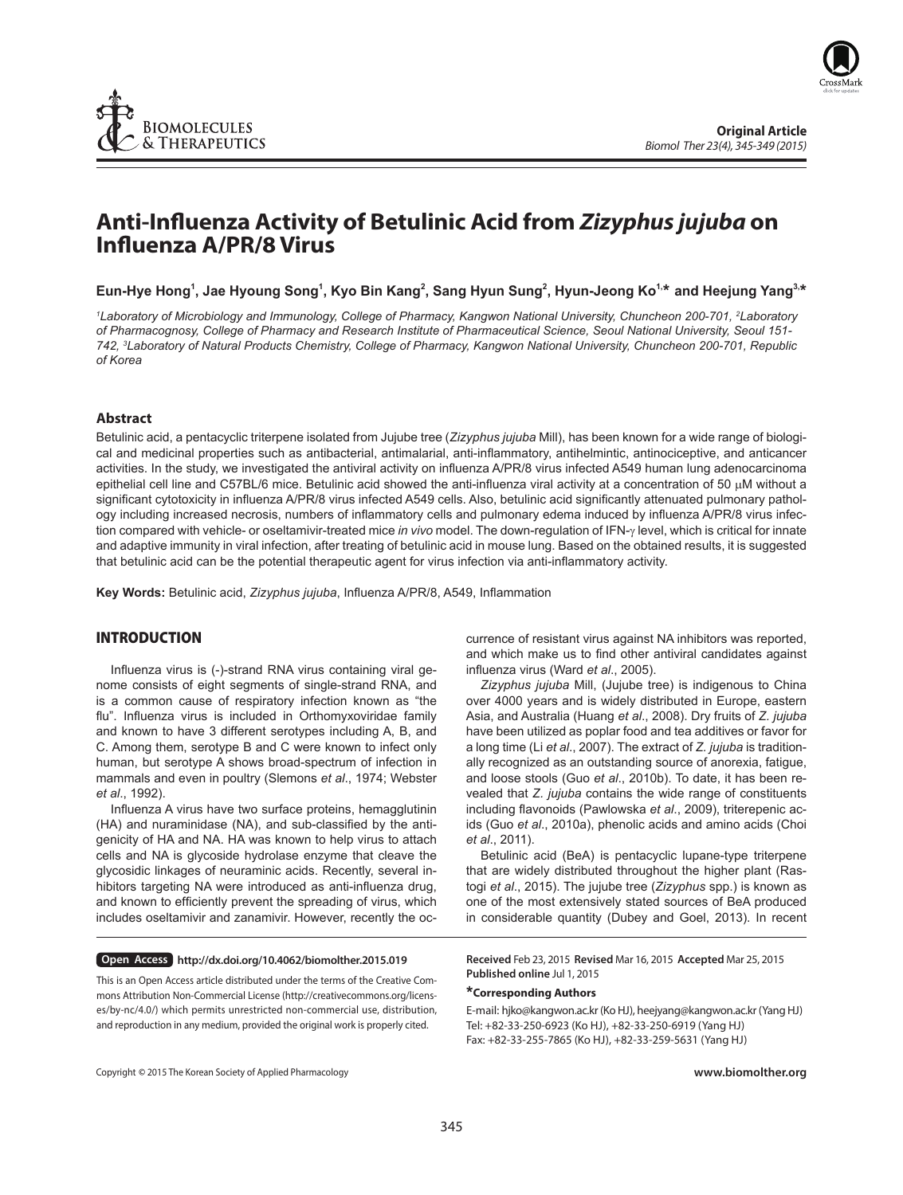**Original Article**

# Anti-Influenza Activity of Betulinic Acid from *Zizyphus jujuba* on Influenza A/PR/8 Virus

**Eun-Hye Hong[1], Jae Hyoung Song[1], Kyo Bin Kang[2], Sang Hyun Sung[2], Hyun-Jeong Ko[1,*] and Heejung Yang[3,*]**

*[1]Laboratory of Microbiology and Immunology, College of Pharmacy, Kangwon National University, Chuncheon 200-701, [2]Laboratory of Pharmacognosy, College of Pharmacy and Research Institute of Pharmaceutical Science, Seoul National University, Seoul 151-742, [3]Laboratory of Natural Products Chemistry, College of Pharmacy, Kangwon National University, Chuncheon 200-701, Republic of Korea*

## Abstract

Betulinic acid, a pentacyclic triterpene isolated from Jujube tree (*Zizyphus jujuba* Mill), has been known for a wide range of biological and medicinal properties such as antibacterial, antimalarial, anti-inflammatory, antihelmintic, antinociceptive, and anticancer activities. In the study, we investigated the antiviral activity on influenza A/PR/8 virus infected A549 human lung adenocarcinoma epithelial cell line and C57BL/6 mice. Betulinic acid showed the anti-influenza viral activity at a concentration of 50 μM without a significant cytotoxicity in influenza A/PR/8 virus infected A549 cells. Also, betulinic acid significantly attenuated pulmonary pathology including increased necrosis, numbers of inflammatory cells and pulmonary edema induced by influenza A/PR/8 virus infection compared with vehicle- or oseltamivir-treated mice *in vivo* model. The down-regulation of IFN-γ level, which is critical for innate and adaptive immunity in viral infection, after treating of betulinic acid in mouse lung. Based on the obtained results, it is suggested that betulinic acid can be the potential therapeutic agent for virus infection via anti-inflammatory activity.

**Key Words:** Betulinic acid, *Zizyphus jujuba*, Influenza A/PR/8, A549, Inflammation

## INTRODUCTION

Influenza virus is (-)-strand RNA virus containing viral genome consists of eight segments of single-strand RNA, and is a common cause of respiratory infection known as "the flu". Influenza virus is included in Orthomyxoviridae family and known to have 3 different serotypes including A, B, and C. Among them, serotype B and C were known to infect only human, but serotype A shows broad-spectrum of infection in mammals and even in poultry (Slemons *et al*., 1974; Webster *et al*., 1992).

Influenza A virus have two surface proteins, hemagglutinin (HA) and nuraminidase (NA), and sub-classified by the antigenicity of HA and NA. HA was known to help virus to attach cells and NA is glycoside hydrolase enzyme that cleave the glycosidic linkages of neuraminic acids. Recently, several inhibitors targeting NA were introduced as anti-influenza drug, and known to efficiently prevent the spreading of virus, which includes oseltamivir and zanamivir. However, recently the occurrence of resistant virus against NA inhibitors was reported, and which make us to find other antiviral candidates against influenza virus (Ward *et al*., 2005).

*Zizyphus jujuba* Mill, (Jujube tree) is indigenous to China over 4000 years and is widely distributed in Europe, eastern Asia, and Australia (Huang *et al*., 2008). Dry fruits of *Z. jujuba* have been utilized as poplar food and tea additives or favor for a long time (Li *et al*., 2007). The extract of *Z. jujuba* is traditionally recognized as an outstanding source of anorexia, fatigue, and loose stools (Guo *et al*., 2010b). To date, it has been revealed that *Z. jujuba* contains the wide range of constituents including flavonoids (Pawlowska *et al*., 2009), triterepenic acids (Guo *et al*., 2010a), phenolic acids and amino acids (Choi *et al*., 2011).

Betulinic acid (BeA) is pentacyclic lupane-type triterpene that are widely distributed throughout the higher plant (Rastogi *et al*., 2015). The jujube tree (*Zizyphus* spp.) is known as one of the most extensively stated sources of BeA produced in considerable quantity (Dubey and Goel, 2013). In recent

**Open Access** **http://dx.doi.org/10.4062/biomolther.2015.019**

This is an Open Access article distributed under the terms of the Creative Commons Attribution Non-Commercial License (http://creativecommons.org/licenses/by-nc/4.0/) which permits unrestricted non-commercial use, distribution, and reproduction in any medium, provided the original work is properly cited.

**Received** Feb 23, 2015 **Revised** Mar 16, 2015 **Accepted** Mar 25, 2015
**Published online** Jul 1, 2015

**\*Corresponding Authors**

E-mail: hjko@kangwon.ac.kr (Ko HJ), heejyang@kangwon.ac.kr (Yang HJ)
Tel: +82-33-250-6923 (Ko HJ), +82-33-250-6919 (Yang HJ)
Fax: +82-33-255-7865 (Ko HJ), +82-33-259-5631 (Yang HJ)

Copyright © 2015 The Korean Society of Applied Pharmacology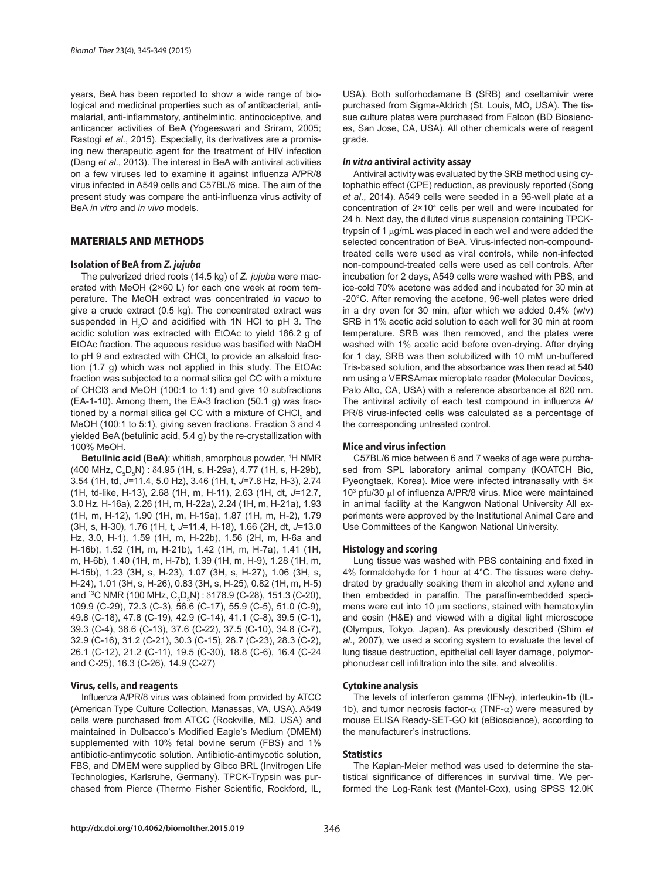years, BeA has been reported to show a wide range of biological and medicinal properties such as of antibacterial, antimalarial, anti-inflammatory, antihelmintic, antinociceptive, and anticancer activities of BeA (Yogeeswari and Sriram, 2005; Rastogi *et al*., 2015). Especially, its derivatives are a promising new therapeutic agent for the treatment of HIV infection (Dang *et al*., 2013). The interest in BeA with antiviral activities on a few viruses led to examine it against influenza A/PR/8 virus infected in A549 cells and C57BL/6 mice. The aim of the present study was compare the anti-influenza virus activity of BeA *in vitro* and *in vivo* models.

## MATERIALS AND METHODS

### Isolation of BeA from *Z. jujuba*

The pulverized dried roots (14.5 kg) of *Z. jujuba* were macerated with MeOH (2×60 L) for each one week at room temperature. The MeOH extract was concentrated *in vacuo* to give a crude extract (0.5 kg). The concentrated extract was suspended in $H_2O$ and acidified with 1N HCl to pH 3. The acidic solution was extracted with EtOAc to yield 186.2 g of EtOAc fraction. The aqueous residue was basified with NaOH to pH 9 and extracted with $CHCl_3$ to provide an alkaloid fraction (1.7 g) which was not applied in this study. The EtOAc fraction was subjected to a normal silica gel CC with a mixture of CHCl3 and MeOH (100:1 to 1:1) and give 10 subfractions (EA-1-10). Among them, the EA-3 fraction (50.1 g) was fractioned by a normal silica gel CC with a mixture of $CHCl_3$ and MeOH (100:1 to 5:1), giving seven fractions. Fraction 3 and 4 yielded BeA (betulinic acid, 5.4 g) by the re-crystallization with 100% MeOH.

**Betulinic acid (BeA)**: whitish, amorphous powder, $^1$H NMR (400 MHz, $C_5D_5N$) : δ4.95 (1H, s, H-29a), 4.77 (1H, s, H-29b), 3.54 (1H, td, *J*=11.4, 5.0 Hz), 3.46 (1H, t, *J*=7.8 Hz, H-3), 2.74 (1H, td-like, H-13), 2.68 (1H, m, H-11), 2.63 (1H, dt, *J*=12.7, 3.0 Hz. H-16a), 2.26 (1H, m, H-22a), 2.24 (1H, m, H-21a), 1.93 (1H, m, H-12), 1.90 (1H, m, H-15a), 1.87 (1H, m, H-2), 1.79 (3H, s, H-30), 1.76 (1H, t, *J*=11.4, H-18), 1.66 (2H, dt, *J*=13.0 Hz, 3.0, H-1), 1.59 (1H, m, H-22b), 1.56 (2H, m, H-6a and H-16b), 1.52 (1H, m, H-21b), 1.42 (1H, m, H-7a), 1.41 (1H, m, H-6b), 1.40 (1H, m, H-7b), 1.39 (1H, m, H-9), 1.28 (1H, m, H-15b), 1.23 (3H, s, H-23), 1.07 (3H, s, H-27), 1.06 (3H, s, H-24), 1.01 (3H, s, H-26), 0.83 (3H, s, H-25), 0.82 (1H, m, H-5) and $^{13}$C NMR (100 MHz, $C_5D_5N$) : δ178.9 (C-28), 151.3 (C-20), 109.9 (C-29), 72.3 (C-3), 56.6 (C-17), 55.9 (C-5), 51.0 (C-9), 49.8 (C-18), 47.8 (C-19), 42.9 (C-14), 41.1 (C-8), 39.5 (C-1), 39.3 (C-4), 38.6 (C-13), 37.6 (C-22), 37.5 (C-10), 34.8 (C-7), 32.9 (C-16), 31.2 (C-21), 30.3 (C-15), 28.7 (C-23), 28.3 (C-2), 26.1 (C-12), 21.2 (C-11), 19.5 (C-30), 18.8 (C-6), 16.4 (C-24 and C-25), 16.3 (C-26), 14.9 (C-27)

### Virus, cells, and reagents

Influenza A/PR/8 virus was obtained from provided by ATCC (American Type Culture Collection, Manassas, VA, USA). A549 cells were purchased from ATCC (Rockville, MD, USA) and maintained in Dulbacco's Modified Eagle's Medium (DMEM) supplemented with 10% fetal bovine serum (FBS) and 1% antibiotic-antimycotic solution. Antibiotic-antimycotic solution, FBS, and DMEM were supplied by Gibco BRL (Invitrogen Life Technologies, Karlsruhe, Germany). TPCK-Trypsin was purchased from Pierce (Thermo Fisher Scientific, Rockford, IL, USA). Both sulforhodamane B (SRB) and oseltamivir were purchased from Sigma-Aldrich (St. Louis, MO, USA). The tissue culture plates were purchased from Falcon (BD Biosciences, San Jose, CA, USA). All other chemicals were of reagent grade.

### *In vitro* antiviral activity assay

Antiviral activity was evaluated by the SRB method using cytophathic effect (CPE) reduction, as previously reported (Song *et al*., 2014). A549 cells were seeded in a 96-well plate at a concentration of $2{\times}10^4$ cells per well and were incubated for 24 h. Next day, the diluted virus suspension containing TPCK-trypsin of 1 μg/mL was placed in each well and were added the selected concentration of BeA. Virus-infected non-compound-treated cells were used as viral controls, while non-infected non-compound-treated cells were used as cell controls. After incubation for 2 days, A549 cells were washed with PBS, and ice-cold 70% acetone was added and incubated for 30 min at -20°C. After removing the acetone, 96-well plates were dried in a dry oven for 30 min, after which we added 0.4% (w/v) SRB in 1% acetic acid solution to each well for 30 min at room temperature. SRB was then removed, and the plates were washed with 1% acetic acid before oven-drying. After drying for 1 day, SRB was then solubilized with 10 mM un-buffered Tris-based solution, and the absorbance was then read at 540 nm using a VERSAmax microplate reader (Molecular Devices, Palo Alto, CA, USA) with a reference absorbance at 620 nm. The antiviral activity of each test compound in influenza A/PR/8 virus-infected cells was calculated as a percentage of the corresponding untreated control.

### Mice and virus infection

C57BL/6 mice between 6 and 7 weeks of age were purchased from SPL laboratory animal company (KOATCH Bio, Pyeongtaek, Korea). Mice were infected intranasally with $5{\times}10^3$ pfu/30 μl of influenza A/PR/8 virus. Mice were maintained in animal facility at the Kangwon National University All experiments were approved by the Institutional Animal Care and Use Committees of the Kangwon National University.

### Histology and scoring

Lung tissue was washed with PBS containing and fixed in 4% formaldehyde for 1 hour at 4°C. The tissues were dehydrated by gradually soaking them in alcohol and xylene and then embedded in paraffin. The paraffin-embedded specimens were cut into 10 μm sections, stained with hematoxylin and eosin (H&E) and viewed with a digital light microscope (Olympus, Tokyo, Japan). As previously described (Shim *et al*., 2007), we used a scoring system to evaluate the level of lung tissue destruction, epithelial cell layer damage, polymorphonuclear cell infiltration into the site, and alveolitis.

### Cytokine analysis

The levels of interferon gamma (IFN-γ), interleukin-1b (IL-1b), and tumor necrosis factor-α (TNF-α) were measured by mouse ELISA Ready-SET-GO kit (eBioscience), according to the manufacturer's instructions.

### Statistics

The Kaplan-Meier method was used to determine the statistical significance of differences in survival time. We performed the Log-Rank test (Mantel-Cox), using SPSS 12.0K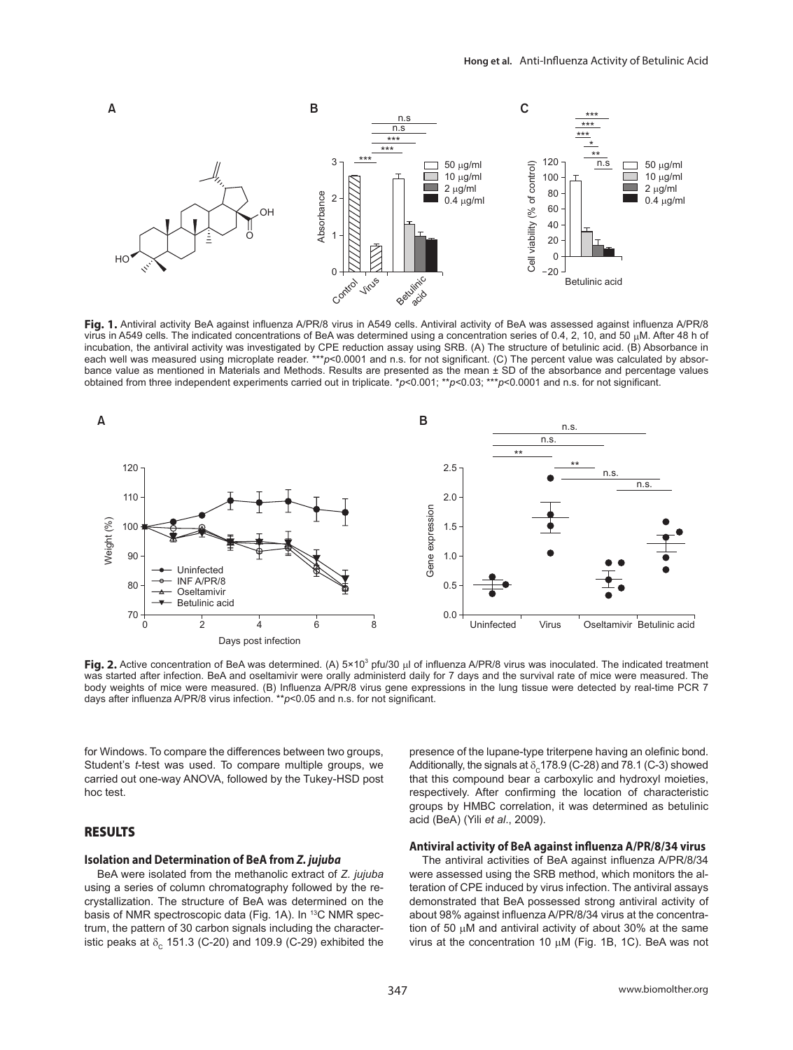**Fig. 1.** Antiviral activity BeA against influenza A/PR/8 virus in A549 cells. Antiviral activity of BeA was assessed against influenza A/PR/8 virus in A549 cells. The indicated concentrations of BeA was determined using a concentration series of 0.4, 2, 10, and 50 μM. After 48 h of incubation, the antiviral activity was investigated by CPE reduction assay using SRB. (A) The structure of betulinic acid. (B) Absorbance in each well was measured using microplate reader. ***$p$<0.0001 and n.s. for not significant. (C) The percent value was calculated by absorbance value as mentioned in Materials and Methods. Results are presented as the mean ± SD of the absorbance and percentage values obtained from three independent experiments carried out in triplicate. *$p$<0.001; **$p$<0.03; ***$p$<0.0001 and n.s. for not significant.

**Fig. 2.** Active concentration of BeA was determined. (A) $5\times10^3$ pfu/30 μl of influenza A/PR/8 virus was inoculated. The indicated treatment was started after infection. BeA and oseltamivir were orally administerd daily for 7 days and the survival rate of mice were measured. The body weights of mice were measured. (B) Influenza A/PR/8 virus gene expressions in the lung tissue were detected by real-time PCR 7 days after influenza A/PR/8 virus infection. **$p$<0.05 and n.s. for not significant.

for Windows. To compare the differences between two groups, Student's $t$-test was used. To compare multiple groups, we carried out one-way ANOVA, followed by the Tukey-HSD post hoc test.

## RESULTS

### Isolation and Determination of BeA from *Z. jujuba*

BeA were isolated from the methanolic extract of *Z. jujuba* using a series of column chromatography followed by the recrystallization. The structure of BeA was determined on the basis of NMR spectroscopic data (Fig. 1A). In $^{13}$C NMR spectrum, the pattern of 30 carbon signals including the characteristic peaks at $\delta_C$ 151.3 (C-20) and 109.9 (C-29) exhibited the presence of the lupane-type triterpene having an olefinic bond. Additionally, the signals at $\delta_C$178.9 (C-28) and 78.1 (C-3) showed that this compound bear a carboxylic and hydroxyl moieties, respectively. After confirming the location of characteristic groups by HMBC correlation, it was determined as betulinic acid (BeA) (Yili *et al*., 2009).

### Antiviral activity of BeA against influenza A/PR/8/34 virus

The antiviral activities of BeA against influenza A/PR/8/34 were assessed using the SRB method, which monitors the alteration of CPE induced by virus infection. The antiviral assays demonstrated that BeA possessed strong antiviral activity of about 98% against influenza A/PR/8/34 virus at the concentration of 50 μM and antiviral activity of about 30% at the same virus at the concentration 10 μM (Fig. 1B, 1C). BeA was not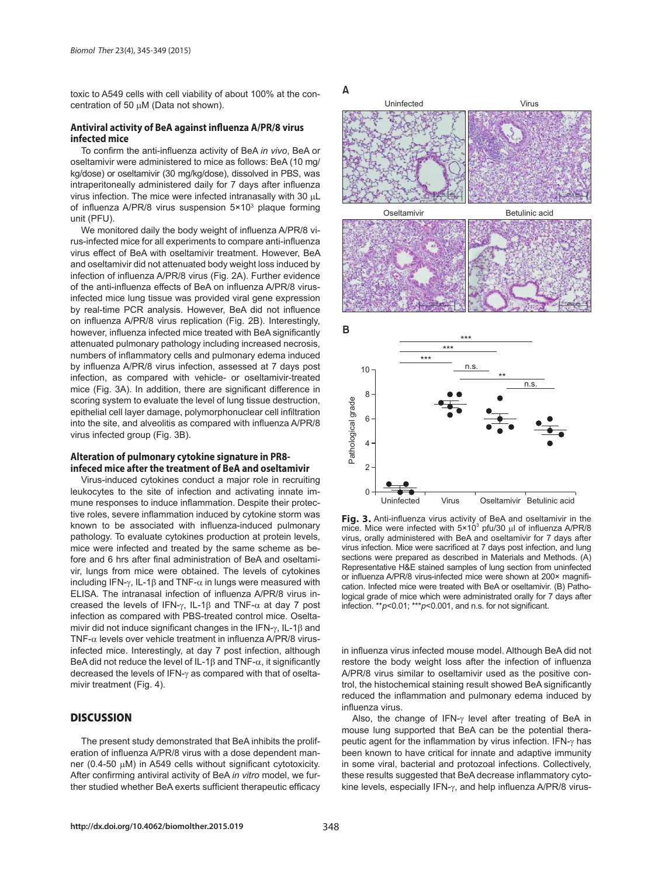toxic to A549 cells with cell viability of about 100% at the concentration of 50 μM (Data not shown).

### Antiviral activity of BeA against influenza A/PR/8 virus infected mice

To confirm the anti-influenza activity of BeA *in vivo*, BeA or oseltamivir were administered to mice as follows: BeA (10 mg/kg/dose) or oseltamivir (30 mg/kg/dose), dissolved in PBS, was intraperitoneally administered daily for 7 days after influenza virus infection. The mice were infected intranasally with 30 μL of influenza A/PR/8 virus suspension $5\times10^3$ plaque forming unit (PFU).

We monitored daily the body weight of influenza A/PR/8 virus-infected mice for all experiments to compare anti-influenza virus effect of BeA with oseltamivir treatment. However, BeA and oseltamivir did not attenuated body weight loss induced by infection of influenza A/PR/8 virus (Fig. 2A). Further evidence of the anti-influenza effects of BeA on influenza A/PR/8 virus-infected mice lung tissue was provided viral gene expression by real-time PCR analysis. However, BeA did not influence on influenza A/PR/8 virus replication (Fig. 2B). Interestingly, however, influenza infected mice treated with BeA significantly attenuated pulmonary pathology including increased necrosis, numbers of inflammatory cells and pulmonary edema induced by influenza A/PR/8 virus infection, assessed at 7 days post infection, as compared with vehicle- or oseltamivir-treated mice (Fig. 3A). In addition, there are significant difference in scoring system to evaluate the level of lung tissue destruction, epithelial cell layer damage, polymorphonuclear cell infiltration into the site, and alveolitis as compared with influenza A/PR/8 virus infected group (Fig. 3B).

### Alteration of pulmonary cytokine signature in PR8-infeced mice after the treatment of BeA and oseltamivir

Virus-induced cytokines conduct a major role in recruiting leukocytes to the site of infection and activating innate immune responses to induce inflammation. Despite their protective roles, severe inflammation induced by cytokine storm was known to be associated with influenza-induced pulmonary pathology. To evaluate cytokines production at protein levels, mice were infected and treated by the same scheme as before and 6 hrs after final administration of BeA and oseltamivir, lungs from mice were obtained. The levels of cytokines including IFN-γ, IL-1β and TNF-α in lungs were measured with ELISA. The intranasal infection of influenza A/PR/8 virus increased the levels of IFN-γ, IL-1β and TNF-α at day 7 post infection as compared with PBS-treated control mice. Oseltamivir did not induce significant changes in the IFN-γ, IL-1β and TNF-α levels over vehicle treatment in influenza A/PR/8 virus-infected mice. Interestingly, at day 7 post infection, although BeA did not reduce the level of IL-1β and TNF-α, it significantly decreased the levels of IFN-γ as compared with that of oseltamivir treatment (Fig. 4).

**Fig. 3.** Anti-influenza virus activity of BeA and oseltamivir in the mice. Mice were infected with $5\times10^3$ pfu/30 μl of influenza A/PR/8 virus, orally administered with BeA and oseltamivir for 7 days after virus infection. Mice were sacrificed at 7 days post infection, and lung sections were prepared as described in Materials and Methods. (A) Representative H&E stained samples of lung section from uninfected or influenza A/PR/8 virus-infected mice were shown at 200× magnification. Infected mice were treated with BeA or oseltamivir. (B) Pathological grade of mice which were administrated orally for 7 days after infection. $^{**}p<0.01$; $^{***}p<0.001$, and n.s. for not significant.

## DISCUSSION

The present study demonstrated that BeA inhibits the proliferation of influenza A/PR/8 virus with a dose dependent manner (0.4-50 μM) in A549 cells without significant cytotoxicity. After confirming antiviral activity of BeA *in vitro* model, we further studied whether BeA exerts sufficient therapeutic efficacy in influenza virus infected mouse model. Although BeA did not restore the body weight loss after the infection of influenza A/PR/8 virus similar to oseltamivir used as the positive control, the histochemical staining result showed BeA significantly reduced the inflammation and pulmonary edema induced by influenza virus.

Also, the change of IFN-γ level after treating of BeA in mouse lung supported that BeA can be the potential therapeutic agent for the inflammation by virus infection. IFN-γ has been known to have critical for innate and adaptive immunity in some viral, bacterial and protozoal infections. Collectively, these results suggested that BeA decrease inflammatory cytokine levels, especially IFN-γ, and help influenza A/PR/8 virus-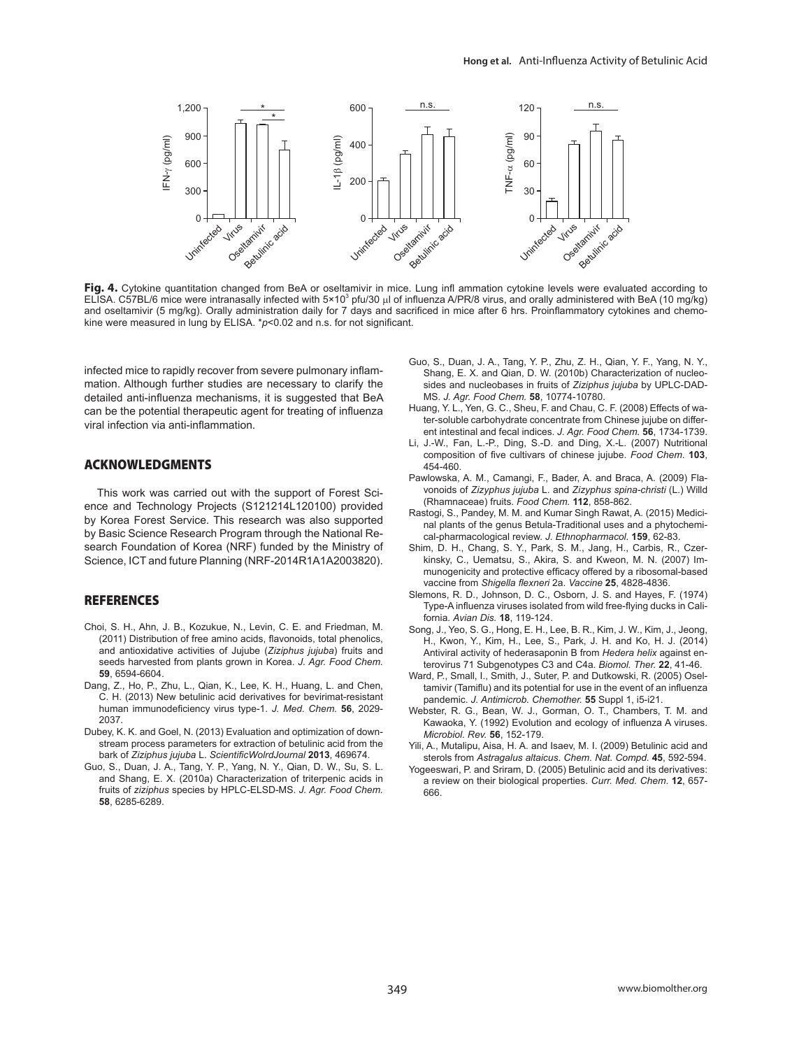1,200
900
600
300
0
IFN-γ (pg/ml)
*
*
Uninfected
Virus
Oseltamivir
Betulinic acid

600
400
200
0
IL-1β (pg/ml)
n.s.
Uninfected
Virus
Oseltamivir
Betulinic acid

120
90
60
30
0
TNF-α (pg/ml)
n.s.
Uninfected
Virus
Oseltamivir
Betulinic acid

**Fig. 4.** Cytokine quantitation changed from BeA or oseltamivir in mice. Lung infl ammation cytokine levels were evaluated according to ELISA. C57BL/6 mice were intranasally infected with $5\times10^3$ pfu/30 μl of influenza A/PR/8 virus, and orally administered with BeA (10 mg/kg) and oseltamivir (5 mg/kg). Orally administration daily for 7 days and sacrificed in mice after 6 hrs. Proinflammatory cytokines and chemokine were measured in lung by ELISA. *$p$<0.02 and n.s. for not significant.

infected mice to rapidly recover from severe pulmonary inflammation. Although further studies are necessary to clarify the detailed anti-influenza mechanisms, it is suggested that BeA can be the potential therapeutic agent for treating of influenza viral infection via anti-inflammation.

## ACKNOWLEDGMENTS

This work was carried out with the support of Forest Science and Technology Projects (S121214L120100) provided by Korea Forest Service. This research was also supported by Basic Science Research Program through the National Research Foundation of Korea (NRF) funded by the Ministry of Science, ICT and future Planning (NRF-2014R1A1A2003820).

## REFERENCES

Choi, S. H., Ahn, J. B., Kozukue, N., Levin, C. E. and Friedman, M. (2011) Distribution of free amino acids, flavonoids, total phenolics, and antioxidative activities of Jujube (*Ziziphus jujuba*) fruits and seeds harvested from plants grown in Korea. *J. Agr. Food Chem.* **59**, 6594-6604.

Dang, Z., Ho, P., Zhu, L., Qian, K., Lee, K. H., Huang, L. and Chen, C. H. (2013) New betulinic acid derivatives for bevirimat-resistant human immunodeficiency virus type-1. *J. Med. Chem.* **56**, 2029-2037.

Dubey, K. K. and Goel, N. (2013) Evaluation and optimization of downstream process parameters for extraction of betulinic acid from the bark of *Ziziphus jujuba* L. *ScientificWolrdJournal* **2013**, 469674.

Guo, S., Duan, J. A., Tang, Y. P., Yang, N. Y., Qian, D. W., Su, S. L. and Shang, E. X. (2010a) Characterization of triterpenic acids in fruits of *ziziphus* species by HPLC-ELSD-MS. *J. Agr. Food Chem.* **58**, 6285-6289.

Guo, S., Duan, J. A., Tang, Y. P., Zhu, Z. H., Qian, Y. F., Yang, N. Y., Shang, E. X. and Qian, D. W. (2010b) Characterization of nucleosides and nucleobases in fruits of *Ziziphus jujuba* by UPLC-DAD-MS. *J. Agr. Food Chem.* **58**, 10774-10780.

Huang, Y. L., Yen, G. C., Sheu, F. and Chau, C. F. (2008) Effects of water-soluble carbohydrate concentrate from Chinese jujube on different intestinal and fecal indices. *J. Agr. Food Chem.* **56**, 1734-1739.

Li, J.-W., Fan, L.-P., Ding, S.-D. and Ding, X.-L. (2007) Nutritional composition of five cultivars of chinese jujube. *Food Chem.* **103**, 454-460.

Pawlowska, A. M., Camangi, F., Bader, A. and Braca, A. (2009) Flavonoids of *Zizyphus jujuba* L. and *Zizyphus spina-christi* (L.) Willd (Rhamnaceae) fruits. *Food Chem.* **112**, 858-862.

Rastogi, S., Pandey, M. M. and Kumar Singh Rawat, A. (2015) Medicinal plants of the genus Betula-Traditional uses and a phytochemical-pharmacological review. *J. Ethnopharmacol.* **159**, 62-83.

Shim, D. H., Chang, S. Y., Park, S. M., Jang, H., Carbis, R., Czerkinsky, C., Uematsu, S., Akira, S. and Kweon, M. N. (2007) Immunogenicity and protective efficacy offered by a ribosomal-based vaccine from *Shigella flexneri* 2a. *Vaccine* **25**, 4828-4836.

Slemons, R. D., Johnson, D. C., Osborn, J. S. and Hayes, F. (1974) Type-A influenza viruses isolated from wild free-flying ducks in California. *Avian Dis.* **18**, 119-124.

Song, J., Yeo, S. G., Hong, E. H., Lee, B. R., Kim, J. W., Kim, J., Jeong, H., Kwon, Y., Kim, H., Lee, S., Park, J. H. and Ko, H. J. (2014) Antiviral activity of hederasaponin B from *Hedera helix* against enterovirus 71 Subgenotypes C3 and C4a. *Biomol. Ther.* **22**, 41-46.

Ward, P., Small, I., Smith, J., Suter, P. and Dutkowski, R. (2005) Oseltamivir (Tamiflu) and its potential for use in the event of an influenza pandemic. *J. Antimicrob. Chemother.* **55** Suppl 1, i5-i21.

Webster, R. G., Bean, W. J., Gorman, O. T., Chambers, T. M. and Kawaoka, Y. (1992) Evolution and ecology of influenza A viruses. *Microbiol. Rev.* **56**, 152-179.

Yili, A., Mutalipu, Aisa, H. A. and Isaev, M. I. (2009) Betulinic acid and sterols from *Astragalus altaicus*. *Chem. Nat. Compd.* **45**, 592-594.

Yogeeswari, P. and Sriram, D. (2005) Betulinic acid and its derivatives: a review on their biological properties. *Curr. Med. Chem.* **12**, 657-666.